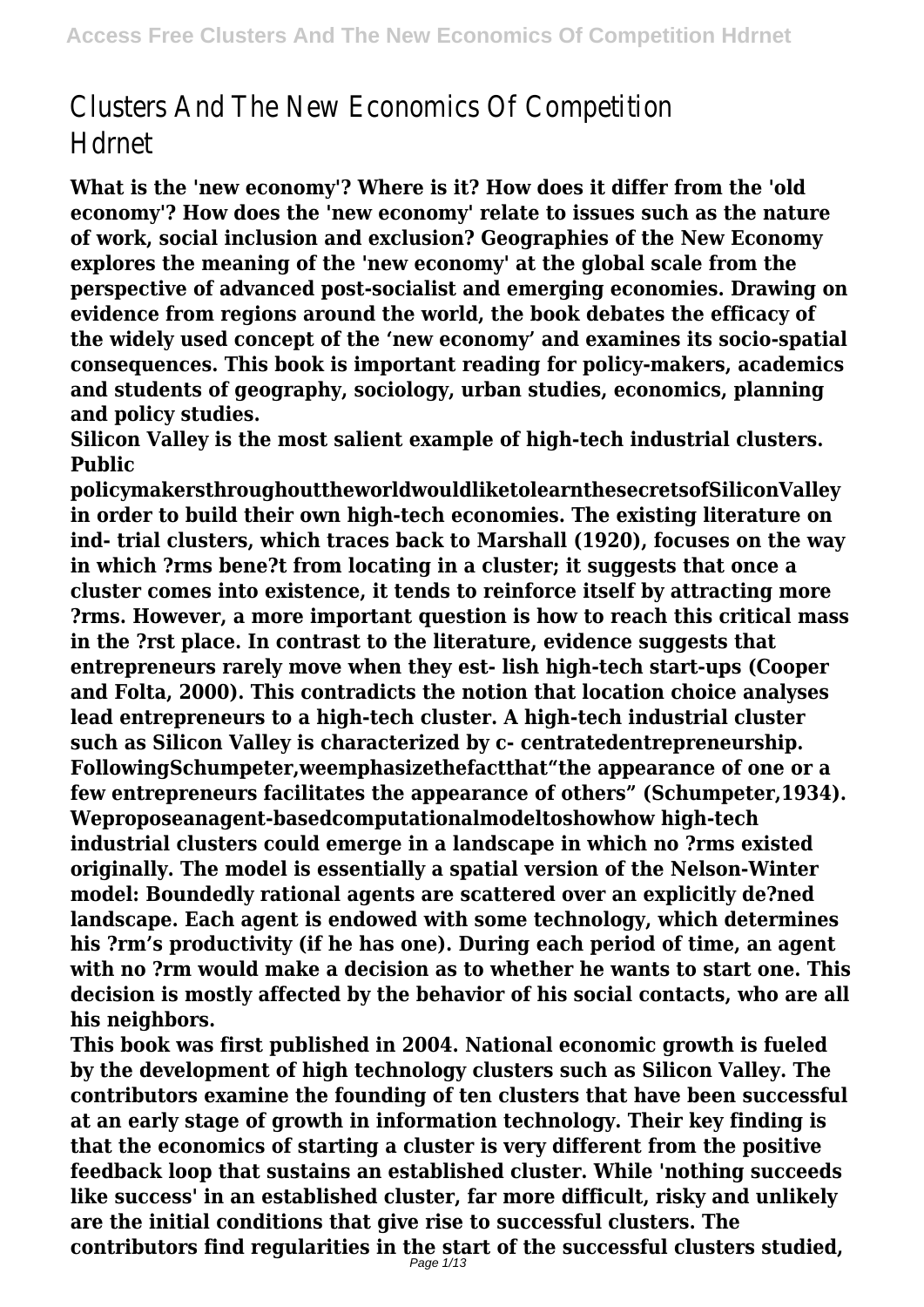# Clusters And The New Economics Of Competition Hdrnet

**What is the 'new economy'? Where is it? How does it differ from the 'old economy'? How does the 'new economy' relate to issues such as the nature of work, social inclusion and exclusion? Geographies of the New Economy explores the meaning of the 'new economy' at the global scale from the perspective of advanced post-socialist and emerging economies. Drawing on evidence from regions around the world, the book debates the efficacy of the widely used concept of the 'new economy' and examines its socio-spatial consequences. This book is important reading for policy-makers, academics and students of geography, sociology, urban studies, economics, planning and policy studies.**

**Silicon Valley is the most salient example of high-tech industrial clusters. Public policymakersthroughouttheworldwouldliketolearnthesecretsofSiliconValley in order to build their own high-tech economies. The existing literature on ind- trial clusters, which traces back to Marshall (1920), focuses on the way in which ?rms bene?t from locating in a cluster; it suggests that once a cluster comes into existence, it tends to reinforce itself by attracting more ?rms. However, a more important question is how to reach this critical mass in the ?rst place. In contrast to the literature, evidence suggests that entrepreneurs rarely move when they est- lish high-tech start-ups (Cooper and Folta, 2000). This contradicts the notion that location choice analyses lead entrepreneurs to a high-tech cluster. A high-tech industrial cluster such as Silicon Valley is characterized by c- centratedentrepreneurship. FollowingSchumpeter,weemphasizethefactthat"the appearance of one or a few entrepreneurs facilitates the appearance of others" (Schumpeter,1934). Weproposeanagent-basedcomputationalmodeltoshowhow high-tech industrial clusters could emerge in a landscape in which no ?rms existed originally. The model is essentially a spatial version of the Nelson-Winter model: Boundedly rational agents are scattered over an explicitly de?ned landscape. Each agent is endowed with some technology, which determines his ?rm's productivity (if he has one). During each period of time, an agent with no ?rm would make a decision as to whether he wants to start one. This decision is mostly affected by the behavior of his social contacts, who are all his neighbors.**

**This book was first published in 2004. National economic growth is fueled by the development of high technology clusters such as Silicon Valley. The contributors examine the founding of ten clusters that have been successful at an early stage of growth in information technology. Their key finding is that the economics of starting a cluster is very different from the positive feedback loop that sustains an established cluster. While 'nothing succeeds like success' in an established cluster, far more difficult, risky and unlikely are the initial conditions that give rise to successful clusters. The contributors find regularities in the start of the successful clusters studied,**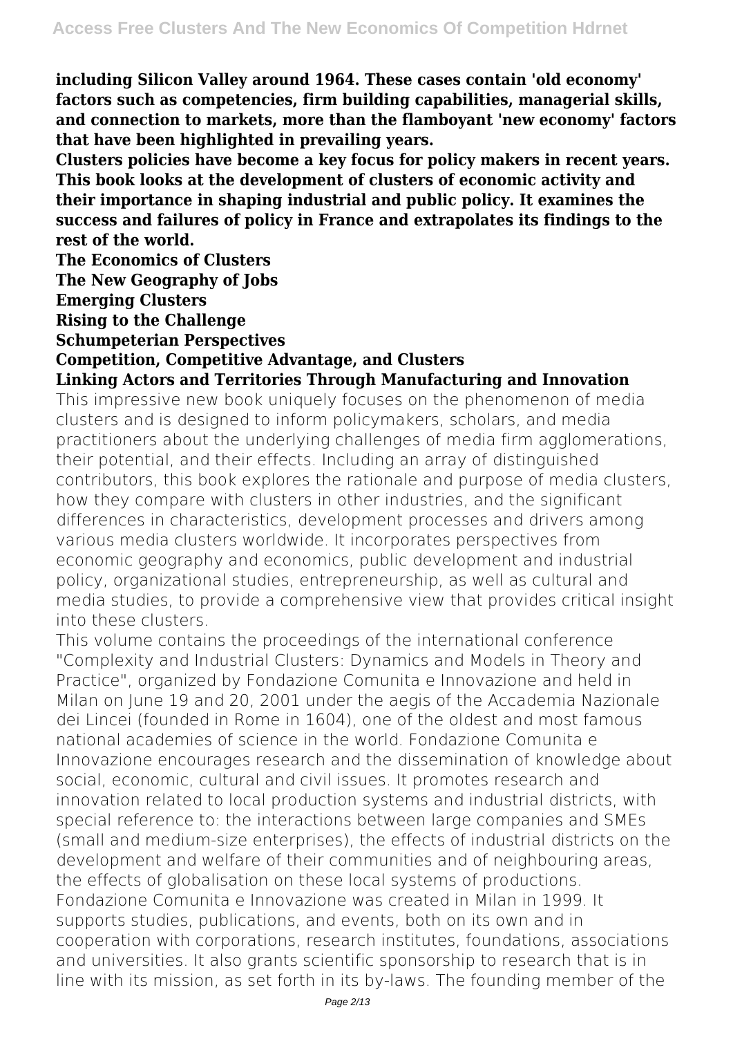**including Silicon Valley around 1964. These cases contain 'old economy' factors such as competencies, firm building capabilities, managerial skills, and connection to markets, more than the flamboyant 'new economy' factors that have been highlighted in prevailing years.**

**Clusters policies have become a key focus for policy makers in recent years. This book looks at the development of clusters of economic activity and their importance in shaping industrial and public policy. It examines the success and failures of policy in France and extrapolates its findings to the rest of the world.**

**The Economics of Clusters**

**The New Geography of Jobs**

**Emerging Clusters**

**Rising to the Challenge**

**Schumpeterian Perspectives**

**Competition, Competitive Advantage, and Clusters**

**Linking Actors and Territories Through Manufacturing and Innovation**

This impressive new book uniquely focuses on the phenomenon of media clusters and is designed to inform policymakers, scholars, and media practitioners about the underlying challenges of media firm agglomerations, their potential, and their effects. Including an array of distinguished contributors, this book explores the rationale and purpose of media clusters, how they compare with clusters in other industries, and the significant differences in characteristics, development processes and drivers among various media clusters worldwide. It incorporates perspectives from economic geography and economics, public development and industrial policy, organizational studies, entrepreneurship, as well as cultural and media studies, to provide a comprehensive view that provides critical insight into these clusters.

This volume contains the proceedings of the international conference "Complexity and Industrial Clusters: Dynamics and Models in Theory and Practice", organized by Fondazione Comunita e Innovazione and held in Milan on June 19 and 20, 2001 under the aegis of the Accademia Nazionale dei Lincei (founded in Rome in 1604), one of the oldest and most famous national academies of science in the world. Fondazione Comunita e Innovazione encourages research and the dissemination of knowledge about social, economic, cultural and civil issues. It promotes research and innovation related to local production systems and industrial districts, with special reference to: the interactions between large companies and SMEs (small and medium-size enterprises), the effects of industrial districts on the development and welfare of their communities and of neighbouring areas, the effects of globalisation on these local systems of productions. Fondazione Comunita e Innovazione was created in Milan in 1999. It supports studies, publications, and events, both on its own and in cooperation with corporations, research institutes, foundations, associations and universities. It also grants scientific sponsorship to research that is in line with its mission, as set forth in its by-laws. The founding member of the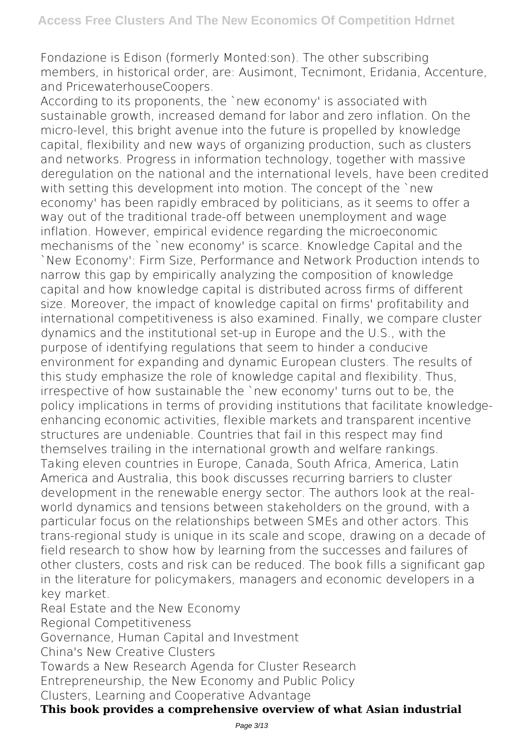Fondazione is Edison (formerly Monted:son). The other subscribing members, in historical order, are: Ausimont, Tecnimont, Eridania, Accenture, and PricewaterhouseCoopers.

According to its proponents, the `new economy' is associated with sustainable growth, increased demand for labor and zero inflation. On the micro-level, this bright avenue into the future is propelled by knowledge capital, flexibility and new ways of organizing production, such as clusters and networks. Progress in information technology, together with massive deregulation on the national and the international levels, have been credited with setting this development into motion. The concept of the `new economy' has been rapidly embraced by politicians, as it seems to offer a way out of the traditional trade-off between unemployment and wage inflation. However, empirical evidence regarding the microeconomic mechanisms of the `new economy' is scarce. Knowledge Capital and the `New Economy': Firm Size, Performance and Network Production intends to narrow this gap by empirically analyzing the composition of knowledge capital and how knowledge capital is distributed across firms of different size. Moreover, the impact of knowledge capital on firms' profitability and international competitiveness is also examined. Finally, we compare cluster dynamics and the institutional set-up in Europe and the U.S., with the purpose of identifying regulations that seem to hinder a conducive environment for expanding and dynamic European clusters. The results of this study emphasize the role of knowledge capital and flexibility. Thus, irrespective of how sustainable the `new economy' turns out to be, the policy implications in terms of providing institutions that facilitate knowledge-enhancing economic activities, flexible markets and transparent incentive structures are undeniable. Countries that fail in this respect may find themselves trailing in the international growth and welfare rankings.

Taking eleven countries in Europe, Canada, South Africa, America, Latin America and Australia, this book discusses recurring barriers to cluster development in the renewable energy sector. The authors look at the real-world dynamics and tensions between stakeholders on the ground, with a particular focus on the relationships between SMEs and other actors. This trans-regional study is unique in its scale and scope, drawing on a decade of field research to show how by learning from the successes and failures of other clusters, costs and risk can be reduced. The book fills a significant gap in the literature for policymakers, managers and economic developers in a key market.

Real Estate and the New Economy

Regional Competitiveness

Governance, Human Capital and Investment

China's New Creative Clusters

Towards a New Research Agenda for Cluster Research

Entrepreneurship, the New Economy and Public Policy

Clusters, Learning and Cooperative Advantage

**This book provides a comprehensive overview of what Asian industrial**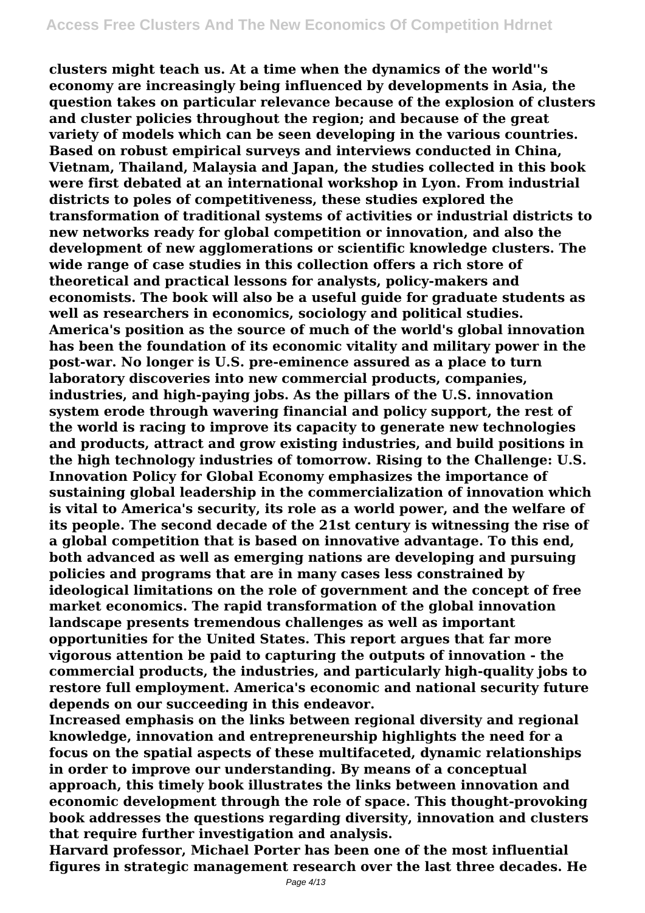**clusters might teach us. At a time when the dynamics of the world''s economy are increasingly being influenced by developments in Asia, the question takes on particular relevance because of the explosion of clusters and cluster policies throughout the region; and because of the great variety of models which can be seen developing in the various countries. Based on robust empirical surveys and interviews conducted in China, Vietnam, Thailand, Malaysia and Japan, the studies collected in this book were first debated at an international workshop in Lyon. From industrial districts to poles of competitiveness, these studies explored the transformation of traditional systems of activities or industrial districts to new networks ready for global competition or innovation, and also the development of new agglomerations or scientific knowledge clusters. The wide range of case studies in this collection offers a rich store of theoretical and practical lessons for analysts, policy-makers and economists. The book will also be a useful guide for graduate students as well as researchers in economics, sociology and political studies. America's position as the source of much of the world's global innovation has been the foundation of its economic vitality and military power in the post-war. No longer is U.S. pre-eminence assured as a place to turn laboratory discoveries into new commercial products, companies, industries, and high-paying jobs. As the pillars of the U.S. innovation system erode through wavering financial and policy support, the rest of the world is racing to improve its capacity to generate new technologies and products, attract and grow existing industries, and build positions in the high technology industries of tomorrow. Rising to the Challenge: U.S. Innovation Policy for Global Economy emphasizes the importance of sustaining global leadership in the commercialization of innovation which is vital to America's security, its role as a world power, and the welfare of its people. The second decade of the 21st century is witnessing the rise of a global competition that is based on innovative advantage. To this end, both advanced as well as emerging nations are developing and pursuing policies and programs that are in many cases less constrained by ideological limitations on the role of government and the concept of free market economics. The rapid transformation of the global innovation landscape presents tremendous challenges as well as important opportunities for the United States. This report argues that far more vigorous attention be paid to capturing the outputs of innovation - the commercial products, the industries, and particularly high-quality jobs to restore full employment. America's economic and national security future depends on our succeeding in this endeavor.**

**Increased emphasis on the links between regional diversity and regional knowledge, innovation and entrepreneurship highlights the need for a focus on the spatial aspects of these multifaceted, dynamic relationships in order to improve our understanding. By means of a conceptual approach, this timely book illustrates the links between innovation and economic development through the role of space. This thought-provoking book addresses the questions regarding diversity, innovation and clusters that require further investigation and analysis.**

**Harvard professor, Michael Porter has been one of the most influential figures in strategic management research over the last three decades. He**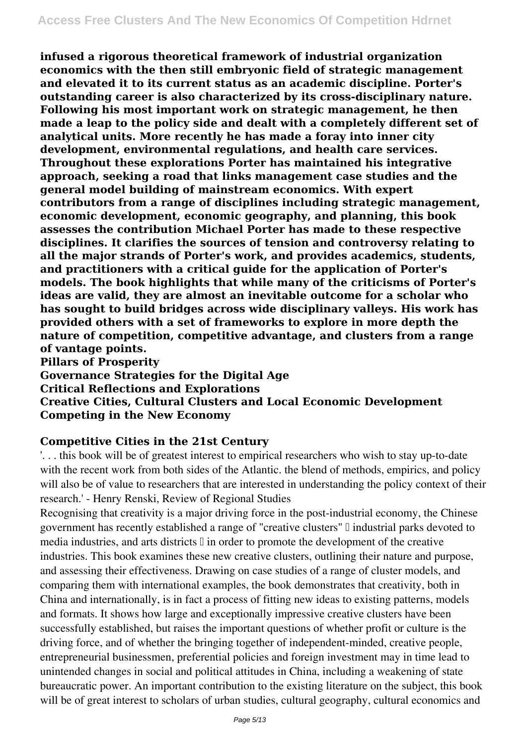**infused a rigorous theoretical framework of industrial organization economics with the then still embryonic field of strategic management and elevated it to its current status as an academic discipline. Porter's outstanding career is also characterized by its cross-disciplinary nature. Following his most important work on strategic management, he then made a leap to the policy side and dealt with a completely different set of analytical units. More recently he has made a foray into inner city development, environmental regulations, and health care services. Throughout these explorations Porter has maintained his integrative approach, seeking a road that links management case studies and the general model building of mainstream economics. With expert contributors from a range of disciplines including strategic management, economic development, economic geography, and planning, this book assesses the contribution Michael Porter has made to these respective disciplines. It clarifies the sources of tension and controversy relating to all the major strands of Porter's work, and provides academics, students, and practitioners with a critical guide for the application of Porter's models. The book highlights that while many of the criticisms of Porter's ideas are valid, they are almost an inevitable outcome for a scholar who has sought to build bridges across wide disciplinary valleys. His work has provided others with a set of frameworks to explore in more depth the nature of competition, competitive advantage, and clusters from a range of vantage points.**

**Pillars of Prosperity**

**Governance Strategies for the Digital Age**

**Critical Reflections and Explorations**

**Creative Cities, Cultural Clusters and Local Economic Development**

**Competing in the New Economy**

### Competitive Cities in the 21st Century

'. . . this book will be of greatest interest to empirical researchers who wish to stay up-to-date with the recent work from both sides of the Atlantic. the blend of methods, empirics, and policy will also be of value to researchers that are interested in understanding the policy context of their research.' - Henry Renski, Review of Regional Studies

Recognising that creativity is a major driving force in the post-industrial economy, the Chinese government has recently established a range of "creative clusters" – industrial parks devoted to media industries, and arts districts – in order to promote the development of the creative industries. This book examines these new creative clusters, outlining their nature and purpose, and assessing their effectiveness. Drawing on case studies of a range of cluster models, and comparing them with international examples, the book demonstrates that creativity, both in China and internationally, is in fact a process of fitting new ideas to existing patterns, models and formats. It shows how large and exceptionally impressive creative clusters have been successfully established, but raises the important questions of whether profit or culture is the driving force, and of whether the bringing together of independent-minded, creative people, entrepreneurial businessmen, preferential policies and foreign investment may in time lead to unintended changes in social and political attitudes in China, including a weakening of state bureaucratic power. An important contribution to the existing literature on the subject, this book will be of great interest to scholars of urban studies, cultural geography, cultural economics and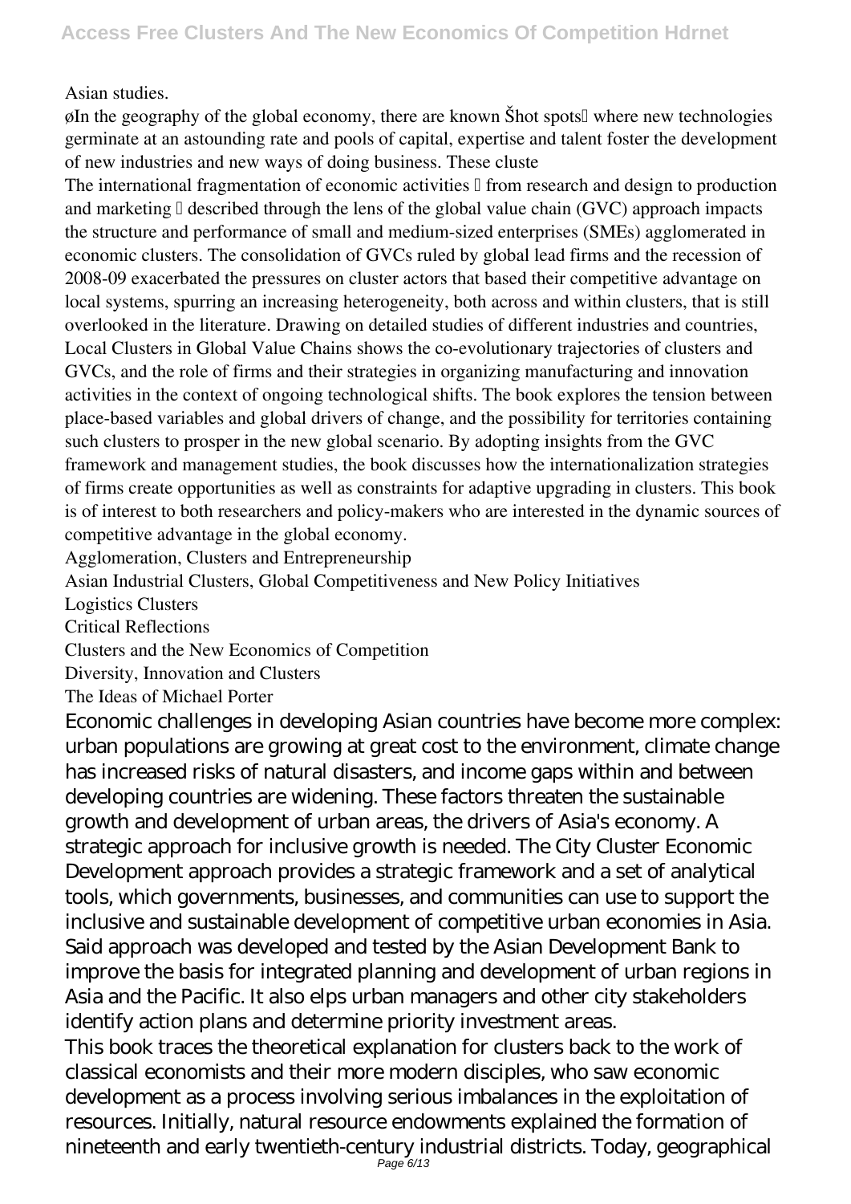Asian studies.

øIn the geography of the global economy, there are known Šhot spots where new technologies germinate at an astounding rate and pools of capital, expertise and talent foster the development of new industries and new ways of doing business. These cluste

The international fragmentation of economic activities from research and design to production and marketing described through the lens of the global value chain (GVC) approach impacts the structure and performance of small and medium-sized enterprises (SMEs) agglomerated in economic clusters. The consolidation of GVCs ruled by global lead firms and the recession of 2008-09 exacerbated the pressures on cluster actors that based their competitive advantage on local systems, spurring an increasing heterogeneity, both across and within clusters, that is still overlooked in the literature. Drawing on detailed studies of different industries and countries, Local Clusters in Global Value Chains shows the co-evolutionary trajectories of clusters and GVCs, and the role of firms and their strategies in organizing manufacturing and innovation activities in the context of ongoing technological shifts. The book explores the tension between place-based variables and global drivers of change, and the possibility for territories containing such clusters to prosper in the new global scenario. By adopting insights from the GVC framework and management studies, the book discusses how the internationalization strategies of firms create opportunities as well as constraints for adaptive upgrading in clusters. This book is of interest to both researchers and policy-makers who are interested in the dynamic sources of competitive advantage in the global economy.

Agglomeration, Clusters and Entrepreneurship

Asian Industrial Clusters, Global Competitiveness and New Policy Initiatives

Logistics Clusters

Critical Reflections

Clusters and the New Economics of Competition

Diversity, Innovation and Clusters

The Ideas of Michael Porter

Economic challenges in developing Asian countries have become more complex: urban populations are growing at great cost to the environment, climate change has increased risks of natural disasters, and income gaps within and between developing countries are widening. These factors threaten the sustainable growth and development of urban areas, the drivers of Asia's economy. A strategic approach for inclusive growth is needed. The City Cluster Economic Development approach provides a strategic framework and a set of analytical tools, which governments, businesses, and communities can use to support the inclusive and sustainable development of competitive urban economies in Asia. Said approach was developed and tested by the Asian Development Bank to improve the basis for integrated planning and development of urban regions in Asia and the Pacific. It also elps urban managers and other city stakeholders identify action plans and determine priority investment areas.

This book traces the theoretical explanation for clusters back to the work of classical economists and their more modern disciples, who saw economic development as a process involving serious imbalances in the exploitation of resources. Initially, natural resource endowments explained the formation of nineteenth and early twentieth-century industrial districts. Today, geographical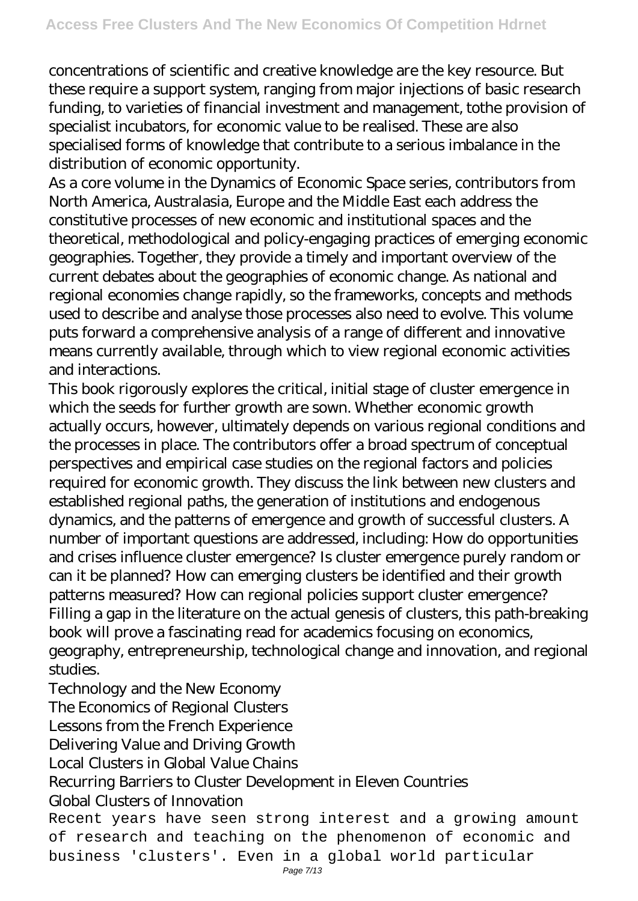concentrations of scientific and creative knowledge are the key resource. But these require a support system, ranging from major injections of basic research funding, to varieties of financial investment and management, tothe provision of specialist incubators, for economic value to be realised. These are also specialised forms of knowledge that contribute to a serious imbalance in the distribution of economic opportunity.

As a core volume in the Dynamics of Economic Space series, contributors from North America, Australasia, Europe and the Middle East each address the constitutive processes of new economic and institutional spaces and the theoretical, methodological and policy-engaging practices of emerging economic geographies. Together, they provide a timely and important overview of the current debates about the geographies of economic change. As national and regional economies change rapidly, so the frameworks, concepts and methods used to describe and analyse those processes also need to evolve. This volume puts forward a comprehensive analysis of a range of different and innovative means currently available, through which to view regional economic activities and interactions.

This book rigorously explores the critical, initial stage of cluster emergence in which the seeds for further growth are sown. Whether economic growth actually occurs, however, ultimately depends on various regional conditions and the processes in place. The contributors offer a broad spectrum of conceptual perspectives and empirical case studies on the regional factors and policies required for economic growth. They discuss the link between new clusters and established regional paths, the generation of institutions and endogenous dynamics, and the patterns of emergence and growth of successful clusters. A number of important questions are addressed, including: How do opportunities and crises influence cluster emergence? Is cluster emergence purely random or can it be planned? How can emerging clusters be identified and their growth patterns measured? How can regional policies support cluster emergence? Filling a gap in the literature on the actual genesis of clusters, this path-breaking book will prove a fascinating read for academics focusing on economics, geography, entrepreneurship, technological change and innovation, and regional studies.

Technology and the New Economy

The Economics of Regional Clusters

Lessons from the French Experience

Delivering Value and Driving Growth

Local Clusters in Global Value Chains

Recurring Barriers to Cluster Development in Eleven Countries

Global Clusters of Innovation

Recent years have seen strong interest and a growing amount of research and teaching on the phenomenon of economic and business 'clusters'. Even in a global world particular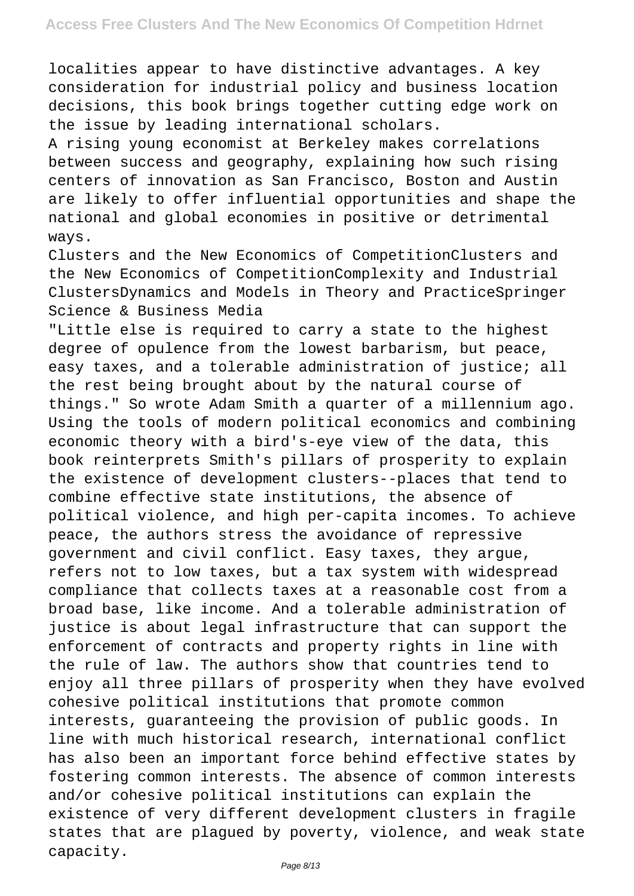localities appear to have distinctive advantages. A key consideration for industrial policy and business location decisions, this book brings together cutting edge work on the issue by leading international scholars.

A rising young economist at Berkeley makes correlations between success and geography, explaining how such rising centers of innovation as San Francisco, Boston and Austin are likely to offer influential opportunities and shape the national and global economies in positive or detrimental ways.

Clusters and the New Economics of CompetitionClusters and the New Economics of CompetitionComplexity and Industrial ClustersDynamics and Models in Theory and PracticeSpringer Science & Business Media

"Little else is required to carry a state to the highest degree of opulence from the lowest barbarism, but peace, easy taxes, and a tolerable administration of justice; all the rest being brought about by the natural course of things." So wrote Adam Smith a quarter of a millennium ago. Using the tools of modern political economics and combining economic theory with a bird's-eye view of the data, this book reinterprets Smith's pillars of prosperity to explain the existence of development clusters--places that tend to combine effective state institutions, the absence of political violence, and high per-capita incomes. To achieve peace, the authors stress the avoidance of repressive government and civil conflict. Easy taxes, they argue, refers not to low taxes, but a tax system with widespread compliance that collects taxes at a reasonable cost from a broad base, like income. And a tolerable administration of justice is about legal infrastructure that can support the enforcement of contracts and property rights in line with the rule of law. The authors show that countries tend to enjoy all three pillars of prosperity when they have evolved cohesive political institutions that promote common interests, guaranteeing the provision of public goods. In line with much historical research, international conflict has also been an important force behind effective states by fostering common interests. The absence of common interests and/or cohesive political institutions can explain the existence of very different development clusters in fragile states that are plagued by poverty, violence, and weak state capacity.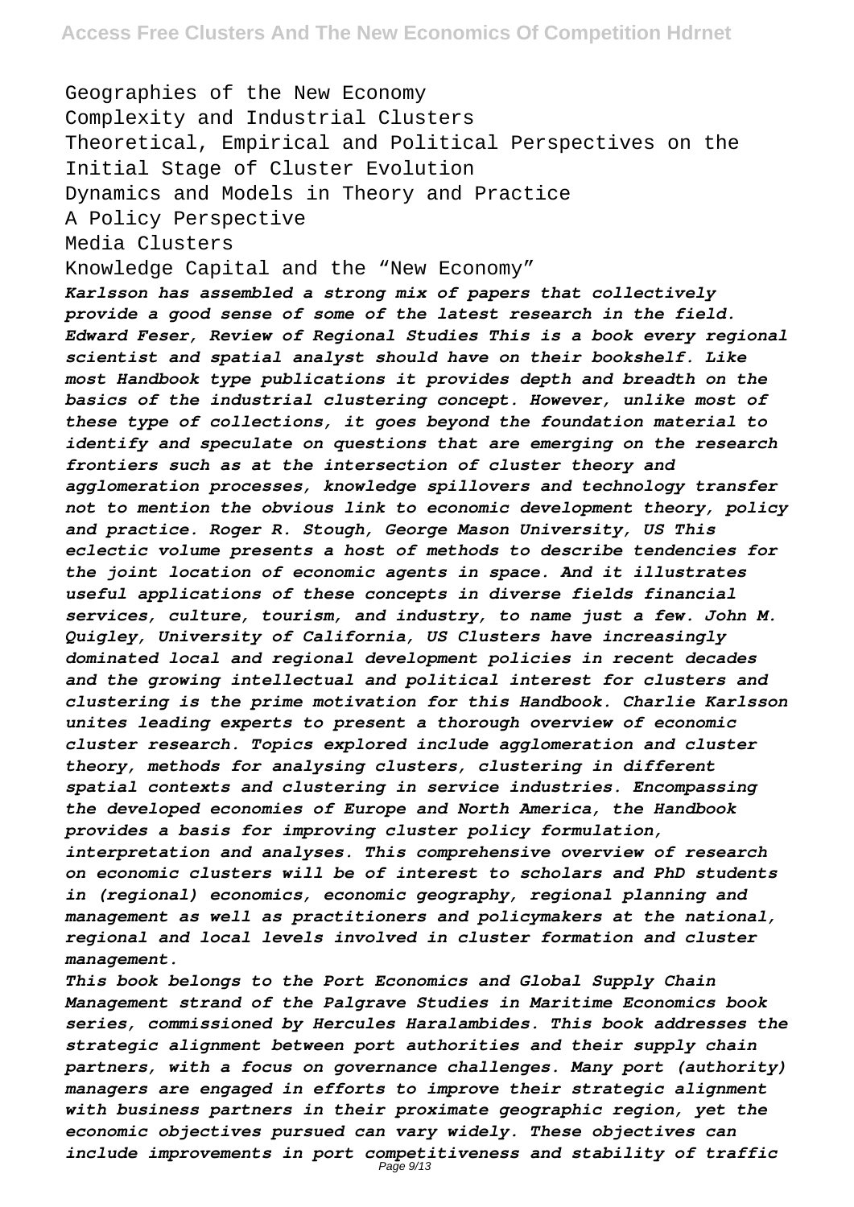Geographies of the New Economy
Complexity and Industrial Clusters
Theoretical, Empirical and Political Perspectives on the Initial Stage of Cluster Evolution
Dynamics and Models in Theory and Practice
A Policy Perspective
Media Clusters
Knowledge Capital and the "New Economy"

*Karlsson has assembled a strong mix of papers that collectively provide a good sense of some of the latest research in the field. Edward Feser, Review of Regional Studies This is a book every regional scientist and spatial analyst should have on their bookshelf. Like most Handbook type publications it provides depth and breadth on the basics of the industrial clustering concept. However, unlike most of these type of collections, it goes beyond the foundation material to identify and speculate on questions that are emerging on the research frontiers such as at the intersection of cluster theory and agglomeration processes, knowledge spillovers and technology transfer not to mention the obvious link to economic development theory, policy and practice. Roger R. Stough, George Mason University, US This eclectic volume presents a host of methods to describe tendencies for the joint location of economic agents in space. And it illustrates useful applications of these concepts in diverse fields financial services, culture, tourism, and industry, to name just a few. John M. Quigley, University of California, US Clusters have increasingly dominated local and regional development policies in recent decades and the growing intellectual and political interest for clusters and clustering is the prime motivation for this Handbook. Charlie Karlsson unites leading experts to present a thorough overview of economic cluster research. Topics explored include agglomeration and cluster theory, methods for analysing clusters, clustering in different spatial contexts and clustering in service industries. Encompassing the developed economies of Europe and North America, the Handbook provides a basis for improving cluster policy formulation, interpretation and analyses. This comprehensive overview of research on economic clusters will be of interest to scholars and PhD students in (regional) economics, economic geography, regional planning and management as well as practitioners and policymakers at the national, regional and local levels involved in cluster formation and cluster management.*

*This book belongs to the Port Economics and Global Supply Chain Management strand of the Palgrave Studies in Maritime Economics book series, commissioned by Hercules Haralambides. This book addresses the strategic alignment between port authorities and their supply chain partners, with a focus on governance challenges. Many port (authority) managers are engaged in efforts to improve their strategic alignment with business partners in their proximate geographic region, yet the economic objectives pursued can vary widely. These objectives can include improvements in port competitiveness and stability of traffic*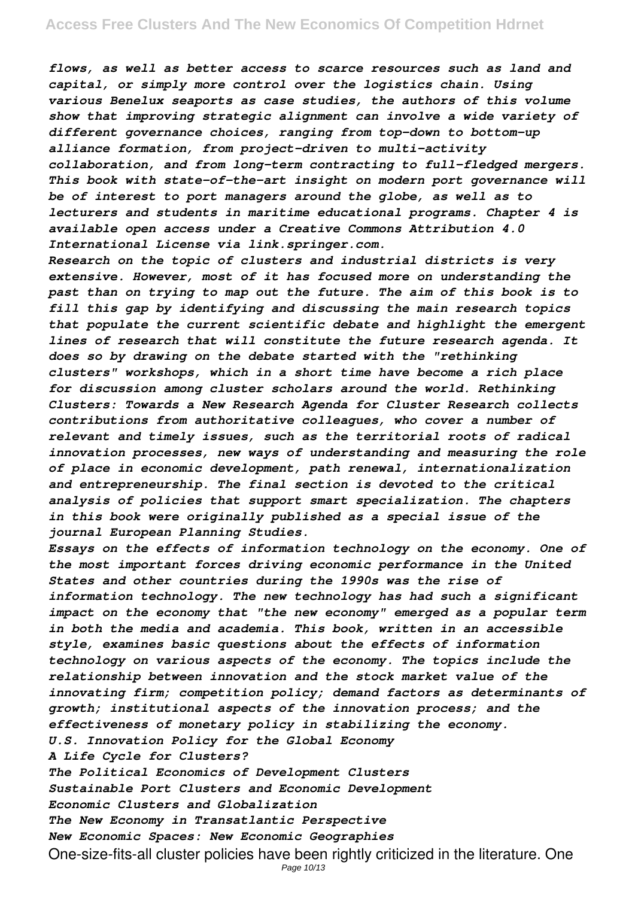*flows, as well as better access to scarce resources such as land and capital, or simply more control over the logistics chain. Using various Benelux seaports as case studies, the authors of this volume show that improving strategic alignment can involve a wide variety of different governance choices, ranging from top-down to bottom-up alliance formation, from project-driven to multi-activity collaboration, and from long-term contracting to full-fledged mergers. This book with state-of-the-art insight on modern port governance will be of interest to port managers around the globe, as well as to lecturers and students in maritime educational programs. Chapter 4 is available open access under a Creative Commons Attribution 4.0 International License via link.springer.com.*

*Research on the topic of clusters and industrial districts is very extensive. However, most of it has focused more on understanding the past than on trying to map out the future. The aim of this book is to fill this gap by identifying and discussing the main research topics that populate the current scientific debate and highlight the emergent lines of research that will constitute the future research agenda. It does so by drawing on the debate started with the "rethinking clusters" workshops, which in a short time have become a rich place for discussion among cluster scholars around the world. Rethinking Clusters: Towards a New Research Agenda for Cluster Research collects contributions from authoritative colleagues, who cover a number of relevant and timely issues, such as the territorial roots of radical innovation processes, new ways of understanding and measuring the role of place in economic development, path renewal, internationalization and entrepreneurship. The final section is devoted to the critical analysis of policies that support smart specialization. The chapters in this book were originally published as a special issue of the journal European Planning Studies.*

*Essays on the effects of information technology on the economy. One of the most important forces driving economic performance in the United States and other countries during the 1990s was the rise of information technology. The new technology has had such a significant impact on the economy that "the new economy" emerged as a popular term in both the media and academia. This book, written in an accessible style, examines basic questions about the effects of information technology on various aspects of the economy. The topics include the relationship between innovation and the stock market value of the innovating firm; competition policy; demand factors as determinants of growth; institutional aspects of the innovation process; and the effectiveness of monetary policy in stabilizing the economy.*

*U.S. Innovation Policy for the Global Economy*
*A Life Cycle for Clusters?*
*The Political Economics of Development Clusters*
*Sustainable Port Clusters and Economic Development*
*Economic Clusters and Globalization*
*The New Economy in Transatlantic Perspective*
*New Economic Spaces: New Economic Geographies*

One-size-fits-all cluster policies have been rightly criticized in the literature. One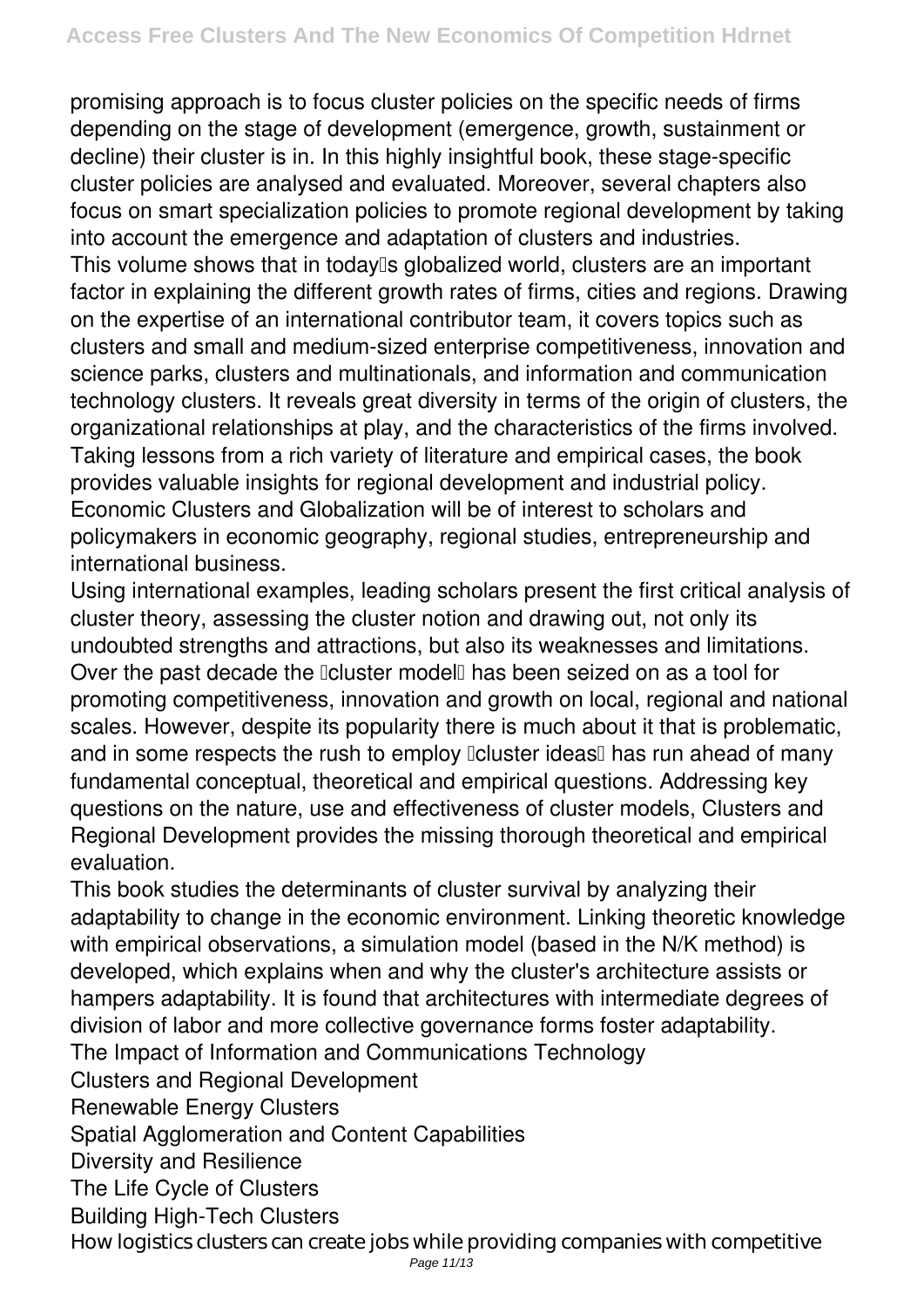promising approach is to focus cluster policies on the specific needs of firms depending on the stage of development (emergence, growth, sustainment or decline) their cluster is in. In this highly insightful book, these stage-specific cluster policies are analysed and evaluated. Moreover, several chapters also focus on smart specialization policies to promote regional development by taking into account the emergence and adaptation of clusters and industries.

This volume shows that in today's globalized world, clusters are an important factor in explaining the different growth rates of firms, cities and regions. Drawing on the expertise of an international contributor team, it covers topics such as clusters and small and medium-sized enterprise competitiveness, innovation and science parks, clusters and multinationals, and information and communication technology clusters. It reveals great diversity in terms of the origin of clusters, the organizational relationships at play, and the characteristics of the firms involved. Taking lessons from a rich variety of literature and empirical cases, the book provides valuable insights for regional development and industrial policy. Economic Clusters and Globalization will be of interest to scholars and policymakers in economic geography, regional studies, entrepreneurship and international business.

Using international examples, leading scholars present the first critical analysis of cluster theory, assessing the cluster notion and drawing out, not only its undoubted strengths and attractions, but also its weaknesses and limitations. Over the past decade the 'cluster model' has been seized on as a tool for promoting competitiveness, innovation and growth on local, regional and national scales. However, despite its popularity there is much about it that is problematic, and in some respects the rush to employ 'cluster ideas' has run ahead of many fundamental conceptual, theoretical and empirical questions. Addressing key questions on the nature, use and effectiveness of cluster models, Clusters and Regional Development provides the missing thorough theoretical and empirical evaluation.

This book studies the determinants of cluster survival by analyzing their adaptability to change in the economic environment. Linking theoretic knowledge with empirical observations, a simulation model (based in the N/K method) is developed, which explains when and why the cluster's architecture assists or hampers adaptability. It is found that architectures with intermediate degrees of division of labor and more collective governance forms foster adaptability.

The Impact of Information and Communications Technology

Clusters and Regional Development

Renewable Energy Clusters

Spatial Agglomeration and Content Capabilities

Diversity and Resilience

The Life Cycle of Clusters

Building High-Tech Clusters

How logistics clusters can create jobs while providing companies with competitive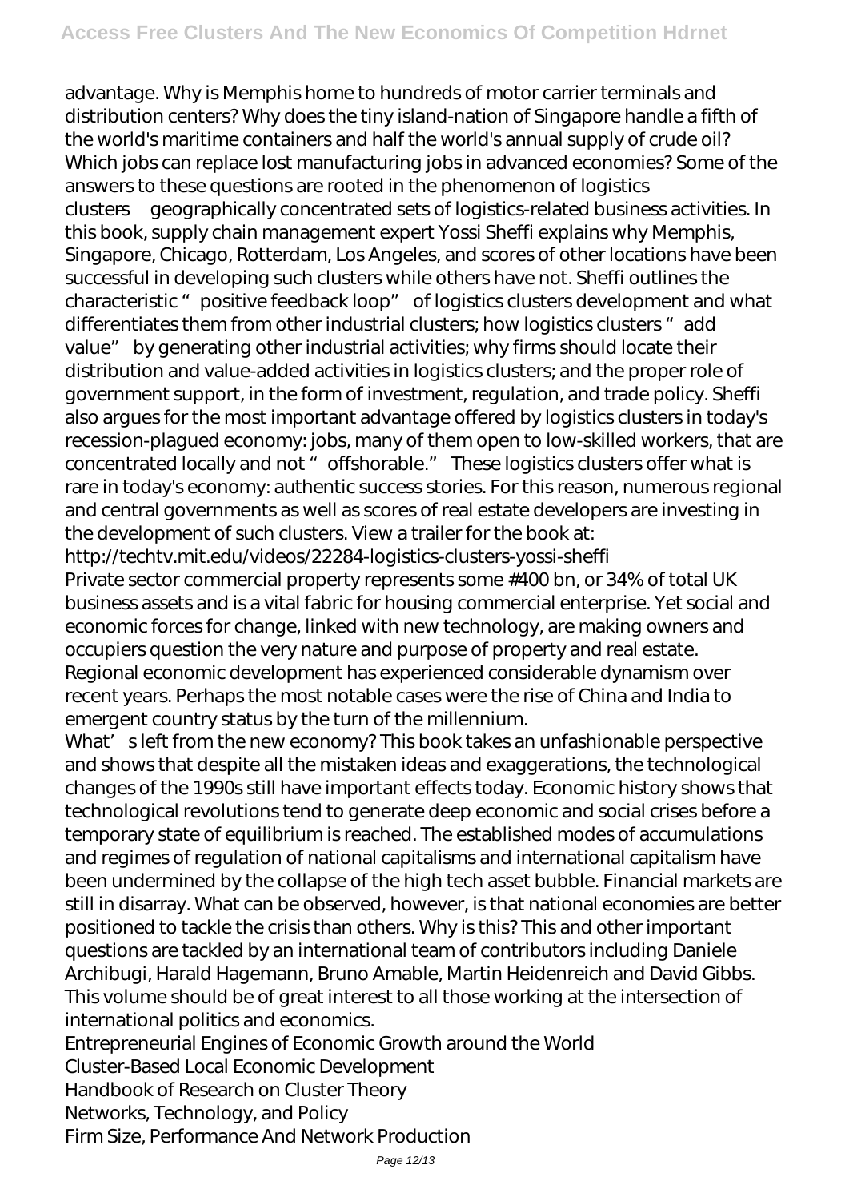advantage. Why is Memphis home to hundreds of motor carrier terminals and distribution centers? Why does the tiny island-nation of Singapore handle a fifth of the world's maritime containers and half the world's annual supply of crude oil? Which jobs can replace lost manufacturing jobs in advanced economies? Some of the answers to these questions are rooted in the phenomenon of logistics clusters—geographically concentrated sets of logistics-related business activities. In this book, supply chain management expert Yossi Sheffi explains why Memphis, Singapore, Chicago, Rotterdam, Los Angeles, and scores of other locations have been successful in developing such clusters while others have not. Sheffi outlines the characteristic "positive feedback loop" of logistics clusters development and what differentiates them from other industrial clusters; how logistics clusters "add value" by generating other industrial activities; why firms should locate their distribution and value-added activities in logistics clusters; and the proper role of government support, in the form of investment, regulation, and trade policy. Sheffi also argues for the most important advantage offered by logistics clusters in today's recession-plagued economy: jobs, many of them open to low-skilled workers, that are concentrated locally and not "offshorable." These logistics clusters offer what is rare in today's economy: authentic success stories. For this reason, numerous regional and central governments as well as scores of real estate developers are investing in the development of such clusters. View a trailer for the book at: http://techtv.mit.edu/videos/22284-logistics-clusters-yossi-sheffi

Private sector commercial property represents some #400 bn, or 34% of total UK business assets and is a vital fabric for housing commercial enterprise. Yet social and economic forces for change, linked with new technology, are making owners and occupiers question the very nature and purpose of property and real estate.

Regional economic development has experienced considerable dynamism over recent years. Perhaps the most notable cases were the rise of China and India to emergent country status by the turn of the millennium.

What's left from the new economy? This book takes an unfashionable perspective and shows that despite all the mistaken ideas and exaggerations, the technological changes of the 1990s still have important effects today. Economic history shows that technological revolutions tend to generate deep economic and social crises before a temporary state of equilibrium is reached. The established modes of accumulations and regimes of regulation of national capitalisms and international capitalism have been undermined by the collapse of the high tech asset bubble. Financial markets are still in disarray. What can be observed, however, is that national economies are better positioned to tackle the crisis than others. Why is this? This and other important questions are tackled by an international team of contributors including Daniele Archibugi, Harald Hagemann, Bruno Amable, Martin Heidenreich and David Gibbs. This volume should be of great interest to all those working at the intersection of international politics and economics.

Entrepreneurial Engines of Economic Growth around the World

Cluster-Based Local Economic Development

Handbook of Research on Cluster Theory

Networks, Technology, and Policy

Firm Size, Performance And Network Production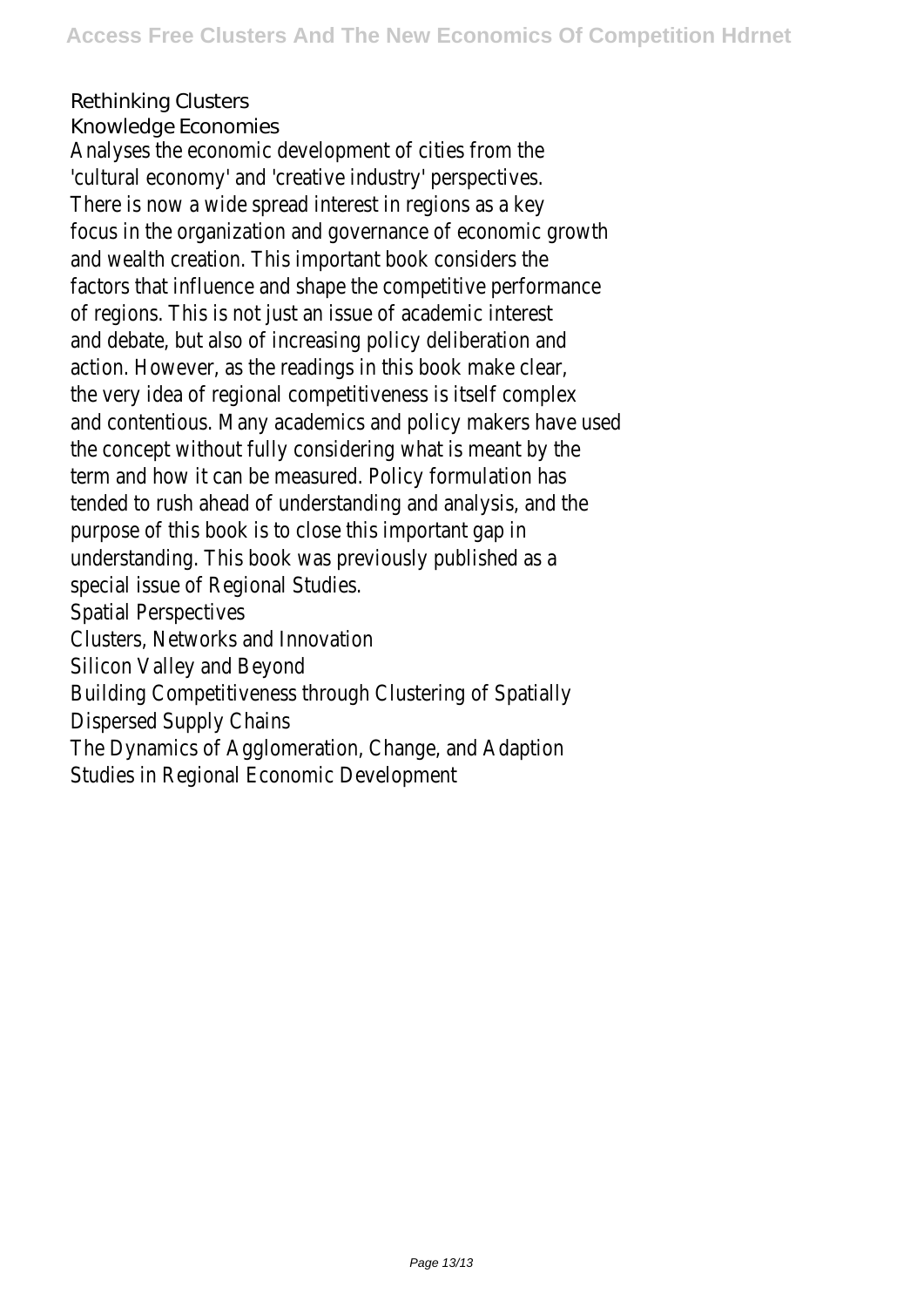Rethinking Clusters

Knowledge Economies

Analyses the economic development of cities from the 'cultural economy' and 'creative industry' perspectives.

There is now a wide spread interest in regions as a key focus in the organization and governance of economic growth and wealth creation. This important book considers the factors that influence and shape the competitive performance of regions. This is not just an issue of academic interest and debate, but also of increasing policy deliberation and action. However, as the readings in this book make clear, the very idea of regional competitiveness is itself complex and contentious. Many academics and policy makers have used the concept without fully considering what is meant by the term and how it can be measured. Policy formulation has tended to rush ahead of understanding and analysis, and the purpose of this book is to close this important gap in understanding. This book was previously published as a special issue of Regional Studies.

Spatial Perspectives

Clusters, Networks and Innovation

Silicon Valley and Beyond

Building Competitiveness through Clustering of Spatially Dispersed Supply Chains

The Dynamics of Agglomeration, Change, and Adaption

Studies in Regional Economic Development